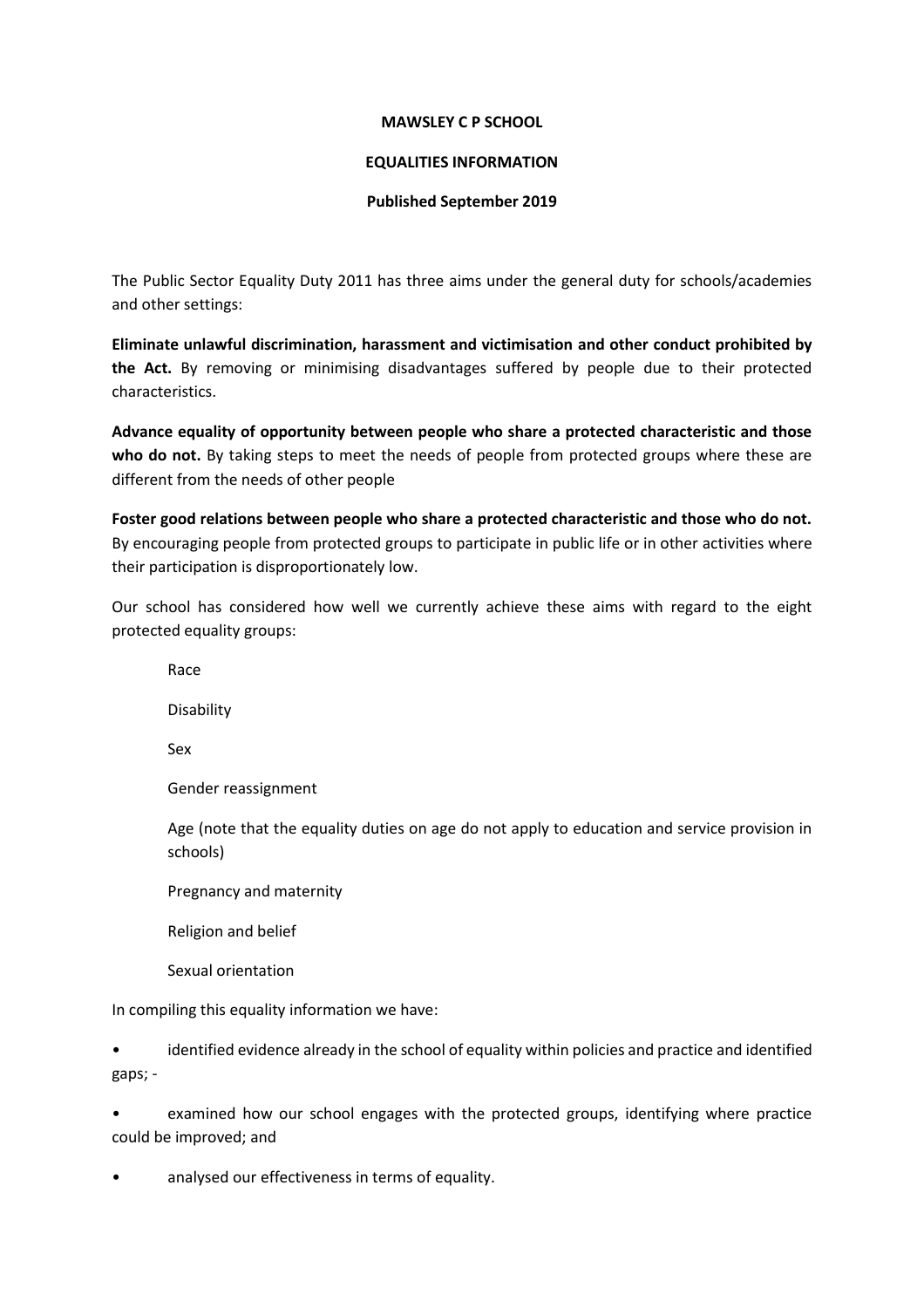**MAWSLEY C P SCHOOL**

**EQUALITIES INFORMATION**

**Published September 2019**

The Public Sector Equality Duty 2011 has three aims under the general duty for schools/academies and other settings:

**Eliminate unlawful discrimination, harassment and victimisation and other conduct prohibited by the Act.** By removing or minimising disadvantages suffered by people due to their protected characteristics.

**Advance equality of opportunity between people who share a protected characteristic and those who do not.** By taking steps to meet the needs of people from protected groups where these are different from the needs of other people

**Foster good relations between people who share a protected characteristic and those who do not.** By encouraging people from protected groups to participate in public life or in other activities where their participation is disproportionately low.

Our school has considered how well we currently achieve these aims with regard to the eight protected equality groups:

Race

Disability

Sex

Gender reassignment

Age (note that the equality duties on age do not apply to education and service provision in schools)

Pregnancy and maternity

Religion and belief

Sexual orientation

In compiling this equality information we have:

- identified evidence already in the school of equality within policies and practice and identified gaps; -
- examined how our school engages with the protected groups, identifying where practice could be improved; and
- analysed our effectiveness in terms of equality.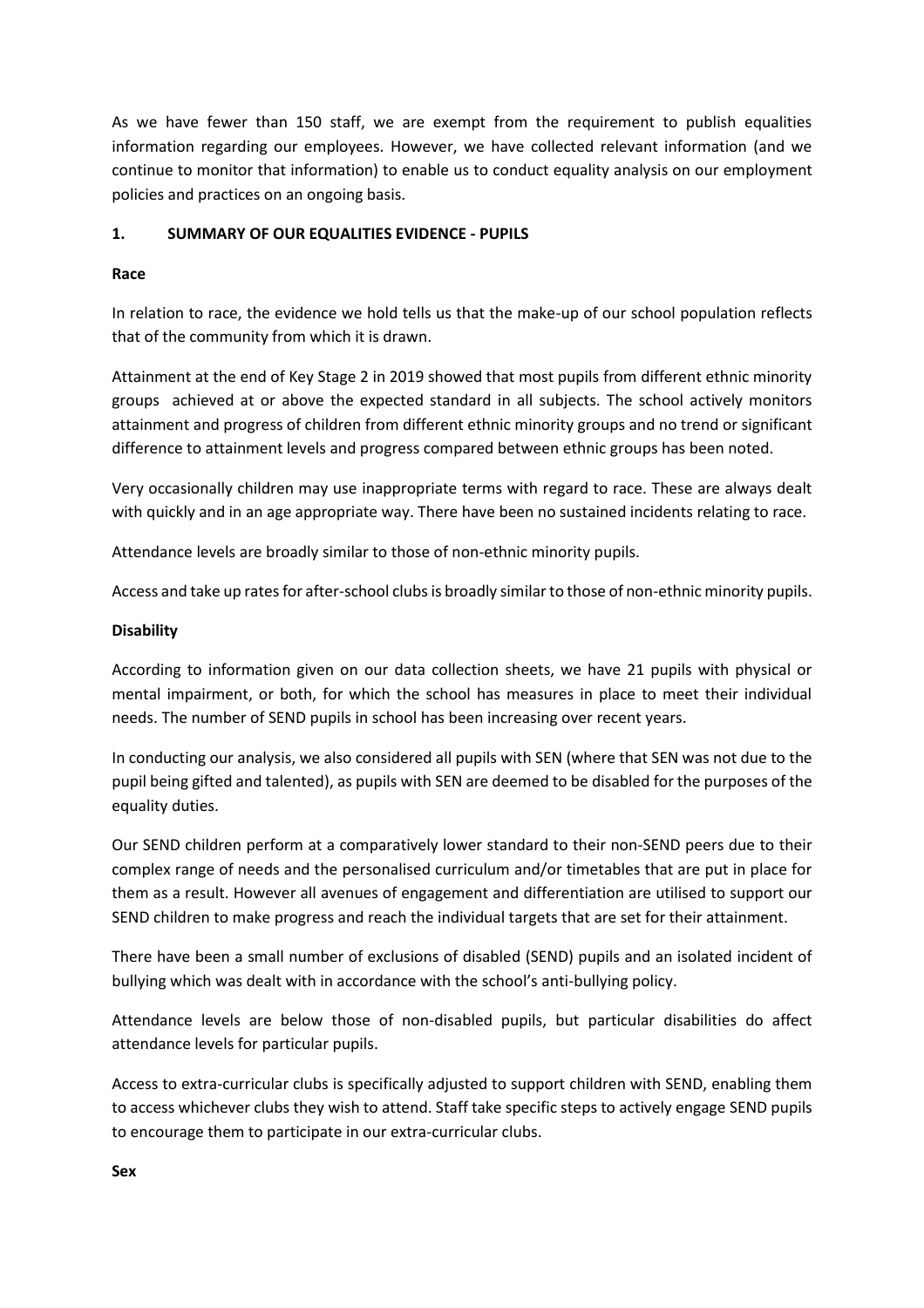As we have fewer than 150 staff, we are exempt from the requirement to publish equalities information regarding our employees. However, we have collected relevant information (and we continue to monitor that information) to enable us to conduct equality analysis on our employment policies and practices on an ongoing basis.

## 1. SUMMARY OF OUR EQUALITIES EVIDENCE - PUPILS

**Race**

In relation to race, the evidence we hold tells us that the make-up of our school population reflects that of the community from which it is drawn.

Attainment at the end of Key Stage 2 in 2019 showed that most pupils from different ethnic minority groups achieved at or above the expected standard in all subjects. The school actively monitors attainment and progress of children from different ethnic minority groups and no trend or significant difference to attainment levels and progress compared between ethnic groups has been noted.

Very occasionally children may use inappropriate terms with regard to race. These are always dealt with quickly and in an age appropriate way. There have been no sustained incidents relating to race.

Attendance levels are broadly similar to those of non-ethnic minority pupils.

Access and take up rates for after-school clubs is broadly similar to those of non-ethnic minority pupils.

**Disability**

According to information given on our data collection sheets, we have 21 pupils with physical or mental impairment, or both, for which the school has measures in place to meet their individual needs. The number of SEND pupils in school has been increasing over recent years.

In conducting our analysis, we also considered all pupils with SEN (where that SEN was not due to the pupil being gifted and talented), as pupils with SEN are deemed to be disabled for the purposes of the equality duties.

Our SEND children perform at a comparatively lower standard to their non-SEND peers due to their complex range of needs and the personalised curriculum and/or timetables that are put in place for them as a result. However all avenues of engagement and differentiation are utilised to support our SEND children to make progress and reach the individual targets that are set for their attainment.

There have been a small number of exclusions of disabled (SEND) pupils and an isolated incident of bullying which was dealt with in accordance with the school's anti-bullying policy.

Attendance levels are below those of non-disabled pupils, but particular disabilities do affect attendance levels for particular pupils.

Access to extra-curricular clubs is specifically adjusted to support children with SEND, enabling them to access whichever clubs they wish to attend. Staff take specific steps to actively engage SEND pupils to encourage them to participate in our extra-curricular clubs.

**Sex**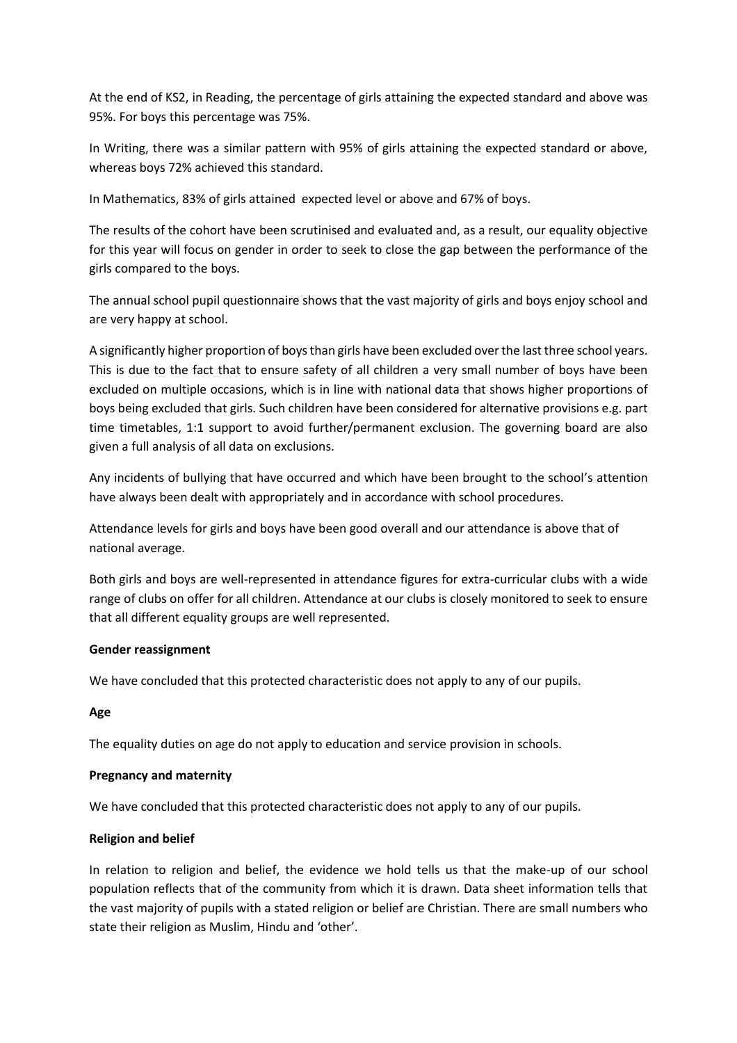At the end of KS2, in Reading, the percentage of girls attaining the expected standard and above was 95%. For boys this percentage was 75%.

In Writing, there was a similar pattern with 95% of girls attaining the expected standard or above, whereas boys 72% achieved this standard.

In Mathematics, 83% of girls attained expected level or above and 67% of boys.

The results of the cohort have been scrutinised and evaluated and, as a result, our equality objective for this year will focus on gender in order to seek to close the gap between the performance of the girls compared to the boys.

The annual school pupil questionnaire shows that the vast majority of girls and boys enjoy school and are very happy at school.

A significantly higher proportion of boys than girls have been excluded over the last three school years. This is due to the fact that to ensure safety of all children a very small number of boys have been excluded on multiple occasions, which is in line with national data that shows higher proportions of boys being excluded that girls. Such children have been considered for alternative provisions e.g. part time timetables, 1:1 support to avoid further/permanent exclusion. The governing board are also given a full analysis of all data on exclusions.

Any incidents of bullying that have occurred and which have been brought to the school's attention have always been dealt with appropriately and in accordance with school procedures.

Attendance levels for girls and boys have been good overall and our attendance is above that of national average.

Both girls and boys are well-represented in attendance figures for extra-curricular clubs with a wide range of clubs on offer for all children. Attendance at our clubs is closely monitored to seek to ensure that all different equality groups are well represented.

**Gender reassignment**

We have concluded that this protected characteristic does not apply to any of our pupils.

**Age**

The equality duties on age do not apply to education and service provision in schools.

**Pregnancy and maternity**

We have concluded that this protected characteristic does not apply to any of our pupils.

**Religion and belief**

In relation to religion and belief, the evidence we hold tells us that the make-up of our school population reflects that of the community from which it is drawn. Data sheet information tells that the vast majority of pupils with a stated religion or belief are Christian. There are small numbers who state their religion as Muslim, Hindu and 'other'.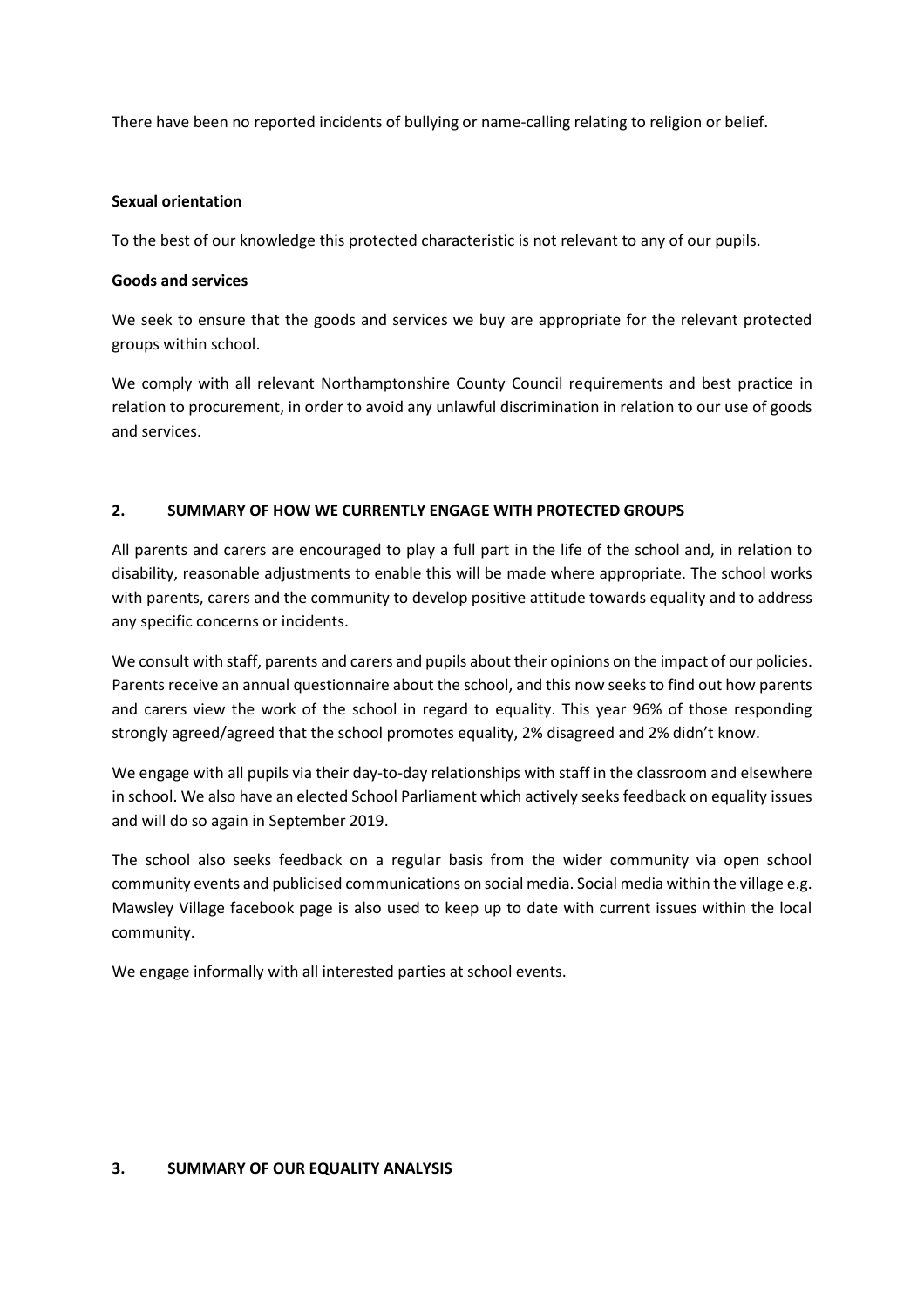There have been no reported incidents of bullying or name-calling relating to religion or belief.

**Sexual orientation**

To the best of our knowledge this protected characteristic is not relevant to any of our pupils.

**Goods and services**

We seek to ensure that the goods and services we buy are appropriate for the relevant protected groups within school.

We comply with all relevant Northamptonshire County Council requirements and best practice in relation to procurement, in order to avoid any unlawful discrimination in relation to our use of goods and services.

## 2. SUMMARY OF HOW WE CURRENTLY ENGAGE WITH PROTECTED GROUPS

All parents and carers are encouraged to play a full part in the life of the school and, in relation to disability, reasonable adjustments to enable this will be made where appropriate. The school works with parents, carers and the community to develop positive attitude towards equality and to address any specific concerns or incidents.

We consult with staff, parents and carers and pupils about their opinions on the impact of our policies. Parents receive an annual questionnaire about the school, and this now seeks to find out how parents and carers view the work of the school in regard to equality. This year 96% of those responding strongly agreed/agreed that the school promotes equality, 2% disagreed and 2% didn't know.

We engage with all pupils via their day-to-day relationships with staff in the classroom and elsewhere in school. We also have an elected School Parliament which actively seeks feedback on equality issues and will do so again in September 2019.

The school also seeks feedback on a regular basis from the wider community via open school community events and publicised communications on social media. Social media within the village e.g. Mawsley Village facebook page is also used to keep up to date with current issues within the local community.

We engage informally with all interested parties at school events.

## 3. SUMMARY OF OUR EQUALITY ANALYSIS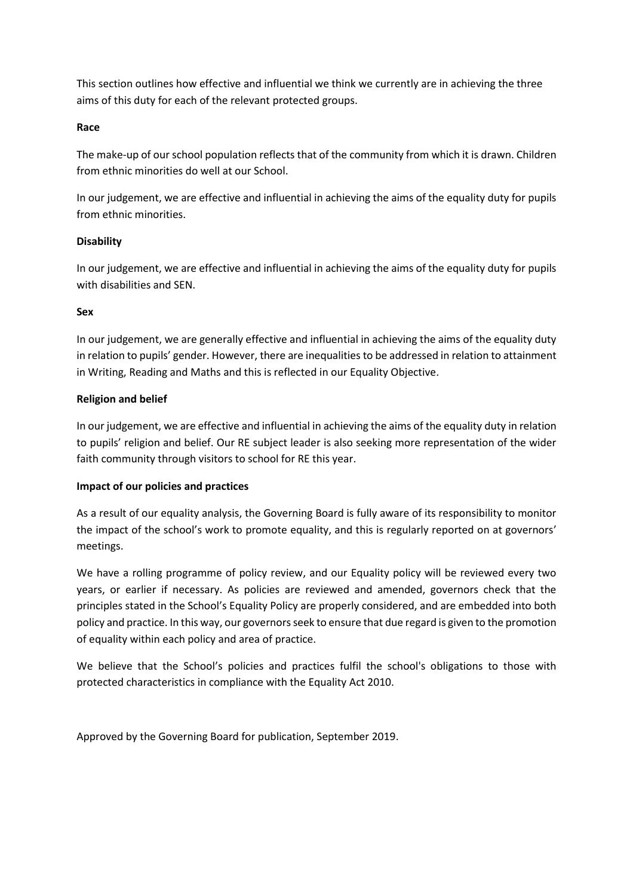This section outlines how effective and influential we think we currently are in achieving the three aims of this duty for each of the relevant protected groups.

**Race**

The make-up of our school population reflects that of the community from which it is drawn. Children from ethnic minorities do well at our School.

In our judgement, we are effective and influential in achieving the aims of the equality duty for pupils from ethnic minorities.

**Disability**

In our judgement, we are effective and influential in achieving the aims of the equality duty for pupils with disabilities and SEN.

**Sex**

In our judgement, we are generally effective and influential in achieving the aims of the equality duty in relation to pupils' gender. However, there are inequalities to be addressed in relation to attainment in Writing, Reading and Maths and this is reflected in our Equality Objective.

**Religion and belief**

In our judgement, we are effective and influential in achieving the aims of the equality duty in relation to pupils' religion and belief. Our RE subject leader is also seeking more representation of the wider faith community through visitors to school for RE this year.

**Impact of our policies and practices**

As a result of our equality analysis, the Governing Board is fully aware of its responsibility to monitor the impact of the school's work to promote equality, and this is regularly reported on at governors' meetings.

We have a rolling programme of policy review, and our Equality policy will be reviewed every two years, or earlier if necessary. As policies are reviewed and amended, governors check that the principles stated in the School's Equality Policy are properly considered, and are embedded into both policy and practice. In this way, our governors seek to ensure that due regard is given to the promotion of equality within each policy and area of practice.

We believe that the School's policies and practices fulfil the school's obligations to those with protected characteristics in compliance with the Equality Act 2010.

Approved by the Governing Board for publication, September 2019.